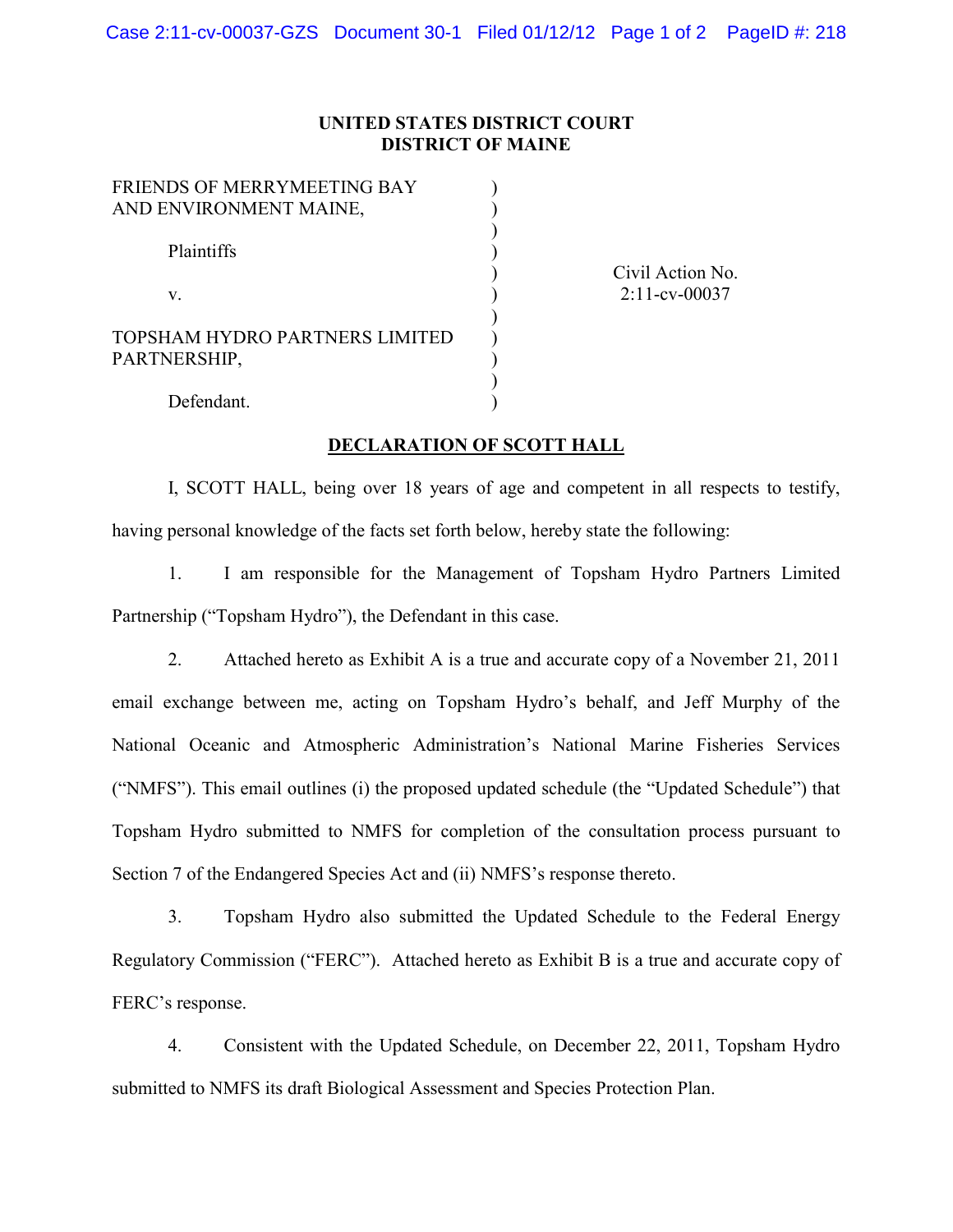**UNITED STATES DISTRICT COURT**
**DISTRICT OF MAINE**

| | | |
|---|---|---|
| FRIENDS OF MERRYMEETING BAY AND ENVIRONMENT MAINE, | ) | |
| Plaintiffs | ) | Civil Action No. 2:11-cv-00037 |
| v. | ) | |
| TOPSHAM HYDRO PARTNERS LIMITED PARTNERSHIP, | ) | |
| Defendant. | ) | |

**DECLARATION OF SCOTT HALL**

I, SCOTT HALL, being over 18 years of age and competent in all respects to testify, having personal knowledge of the facts set forth below, hereby state the following:

1. I am responsible for the Management of Topsham Hydro Partners Limited Partnership ("Topsham Hydro"), the Defendant in this case.

2. Attached hereto as Exhibit A is a true and accurate copy of a November 21, 2011 email exchange between me, acting on Topsham Hydro's behalf, and Jeff Murphy of the National Oceanic and Atmospheric Administration's National Marine Fisheries Services ("NMFS"). This email outlines (i) the proposed updated schedule (the "Updated Schedule") that Topsham Hydro submitted to NMFS for completion of the consultation process pursuant to Section 7 of the Endangered Species Act and (ii) NMFS's response thereto.

3. Topsham Hydro also submitted the Updated Schedule to the Federal Energy Regulatory Commission ("FERC"). Attached hereto as Exhibit B is a true and accurate copy of FERC's response.

4. Consistent with the Updated Schedule, on December 22, 2011, Topsham Hydro submitted to NMFS its draft Biological Assessment and Species Protection Plan.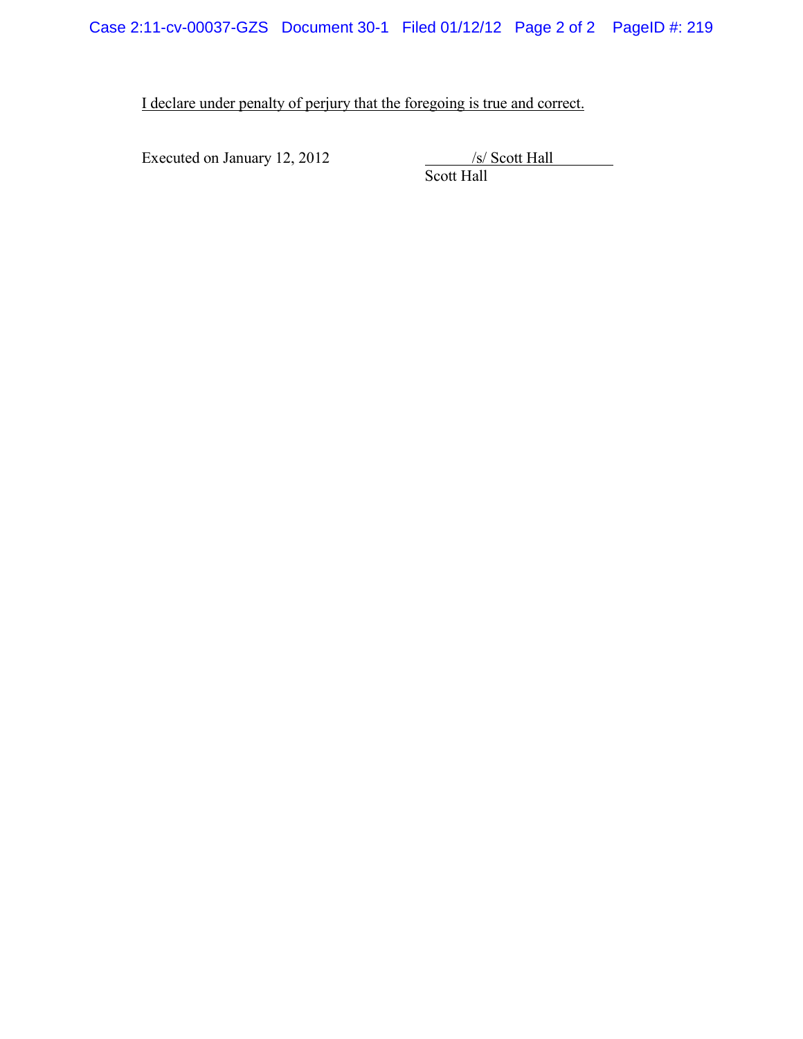I declare under penalty of perjury that the foregoing is true and correct.

Executed on January 12, 2012

/s/ Scott Hall
Scott Hall